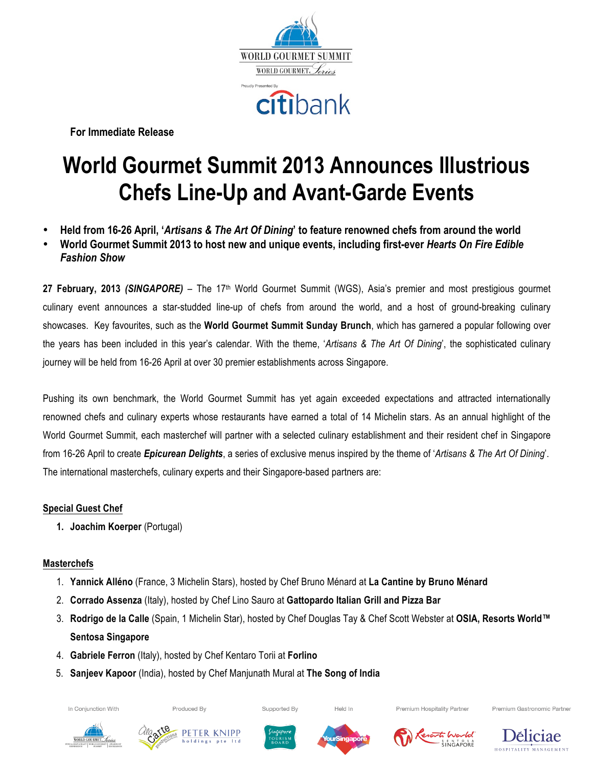For Immediate Release

# World Gourmet Summit 2013 Announces Illustrious Chefs Line-Up and Avant-Garde Events

- **Held from 16-26 April, '*Artisans & The Art Of Dining*' to feature renowned chefs from around the world**
- **World Gourmet Summit 2013 to host new and unique events, including first-ever *Hearts On Fire Edible Fashion Show***

**27 February, 2013 *(SINGAPORE)*** – The 17th World Gourmet Summit (WGS), Asia's premier and most prestigious gourmet culinary event announces a star-studded line-up of chefs from around the world, and a host of ground-breaking culinary showcases. Key favourites, such as the **World Gourmet Summit Sunday Brunch**, which has garnered a popular following over the years has been included in this year's calendar. With the theme, '*Artisans & The Art Of Dining*', the sophisticated culinary journey will be held from 16-26 April at over 30 premier establishments across Singapore.

Pushing its own benchmark, the World Gourmet Summit has yet again exceeded expectations and attracted internationally renowned chefs and culinary experts whose restaurants have earned a total of 14 Michelin stars. As an annual highlight of the World Gourmet Summit, each masterchef will partner with a selected culinary establishment and their resident chef in Singapore from 16-26 April to create ***Epicurean Delights***, a series of exclusive menus inspired by the theme of '*Artisans & The Art Of Dining*'. The international masterchefs, culinary experts and their Singapore-based partners are:

**Special Guest Chef**

1. **Joachim Koerper** (Portugal)

**Masterchefs**

1. **Yannick Alléno** (France, 3 Michelin Stars), hosted by Chef Bruno Ménard at **La Cantine by Bruno Ménard**
2. **Corrado Assenza** (Italy), hosted by Chef Lino Sauro at **Gattopardo Italian Grill and Pizza Bar**
3. **Rodrigo de la Calle** (Spain, 1 Michelin Star), hosted by Chef Douglas Tay & Chef Scott Webster at **OSIA, Resorts World™ Sentosa Singapore**
4. **Gabriele Ferron** (Italy), hosted by Chef Kentaro Torii at **Forlino**
5. **Sanjeev Kapoor** (India), hosted by Chef Manjunath Mural at **The Song of India**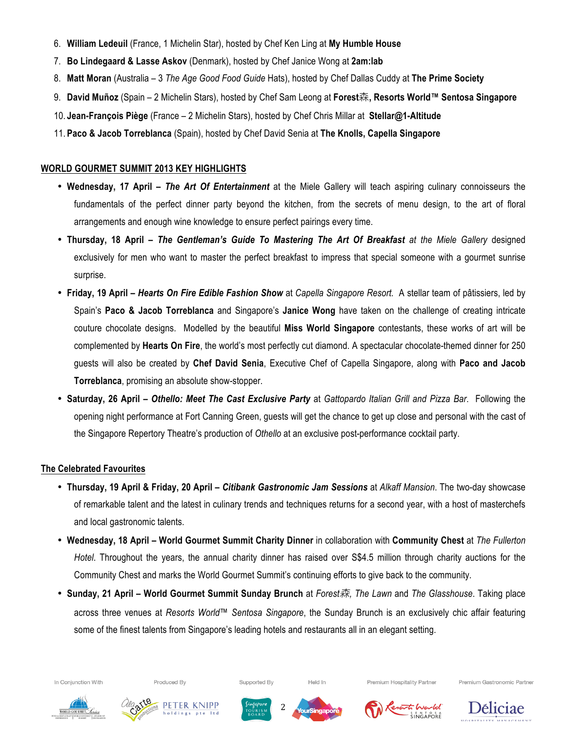6. **William Ledeuil** (France, 1 Michelin Star), hosted by Chef Ken Ling at **My Humble House**
7. **Bo Lindegaard & Lasse Askov** (Denmark), hosted by Chef Janice Wong at **2am:lab**
8. **Matt Moran** (Australia – 3 *The Age Good Food Guide* Hats), hosted by Chef Dallas Cuddy at **The Prime Society**
9. **David Muñoz** (Spain – 2 Michelin Stars), hosted by Chef Sam Leong at **Forest森, Resorts World™ Sentosa Singapore**
10. **Jean-François Piège** (France – 2 Michelin Stars), hosted by Chef Chris Millar at **Stellar@1-Altitude**
11. **Paco & Jacob Torreblanca** (Spain), hosted by Chef David Senia at **The Knolls, Capella Singapore**

## WORLD GOURMET SUMMIT 2013 KEY HIGHLIGHTS

- **Wednesday, 17 April –** ***The Art Of Entertainment*** at the Miele Gallery will teach aspiring culinary connoisseurs the fundamentals of the perfect dinner party beyond the kitchen, from the secrets of menu design, to the art of floral arrangements and enough wine knowledge to ensure perfect pairings every time.
- **Thursday, 18 April –** ***The Gentleman's Guide To Mastering The Art Of Breakfast*** *at the Miele Gallery* designed exclusively for men who want to master the perfect breakfast to impress that special someone with a gourmet sunrise surprise.
- **Friday, 19 April –** ***Hearts On Fire Edible Fashion Show*** at *Capella Singapore Resort.* A stellar team of pâtissiers, led by Spain's **Paco & Jacob Torreblanca** and Singapore's **Janice Wong** have taken on the challenge of creating intricate couture chocolate designs. Modelled by the beautiful **Miss World Singapore** contestants, these works of art will be complemented by **Hearts On Fire**, the world's most perfectly cut diamond. A spectacular chocolate-themed dinner for 250 guests will also be created by **Chef David Senia**, Executive Chef of Capella Singapore, along with **Paco and Jacob Torreblanca**, promising an absolute show-stopper.
- **Saturday, 26 April –** ***Othello: Meet The Cast Exclusive Party*** at *Gattopardo Italian Grill and Pizza Bar*. Following the opening night performance at Fort Canning Green, guests will get the chance to get up close and personal with the cast of the Singapore Repertory Theatre's production of *Othello* at an exclusive post-performance cocktail party.

## The Celebrated Favourites

- **Thursday, 19 April & Friday, 20 April –** ***Citibank Gastronomic Jam Sessions*** at *Alkaff Mansion*. The two-day showcase of remarkable talent and the latest in culinary trends and techniques returns for a second year, with a host of masterchefs and local gastronomic talents.
- **Wednesday, 18 April – World Gourmet Summit Charity Dinner** in collaboration with **Community Chest** at *The Fullerton Hotel*. Throughout the years, the annual charity dinner has raised over S$4.5 million through charity auctions for the Community Chest and marks the World Gourmet Summit's continuing efforts to give back to the community.
- **Sunday, 21 April – World Gourmet Summit Sunday Brunch** at *Forest森, The Lawn* and *The Glasshouse*. Taking place across three venues at *Resorts World™ Sentosa Singapore*, the Sunday Brunch is an exclusively chic affair featuring some of the finest talents from Singapore's leading hotels and restaurants all in an elegant setting.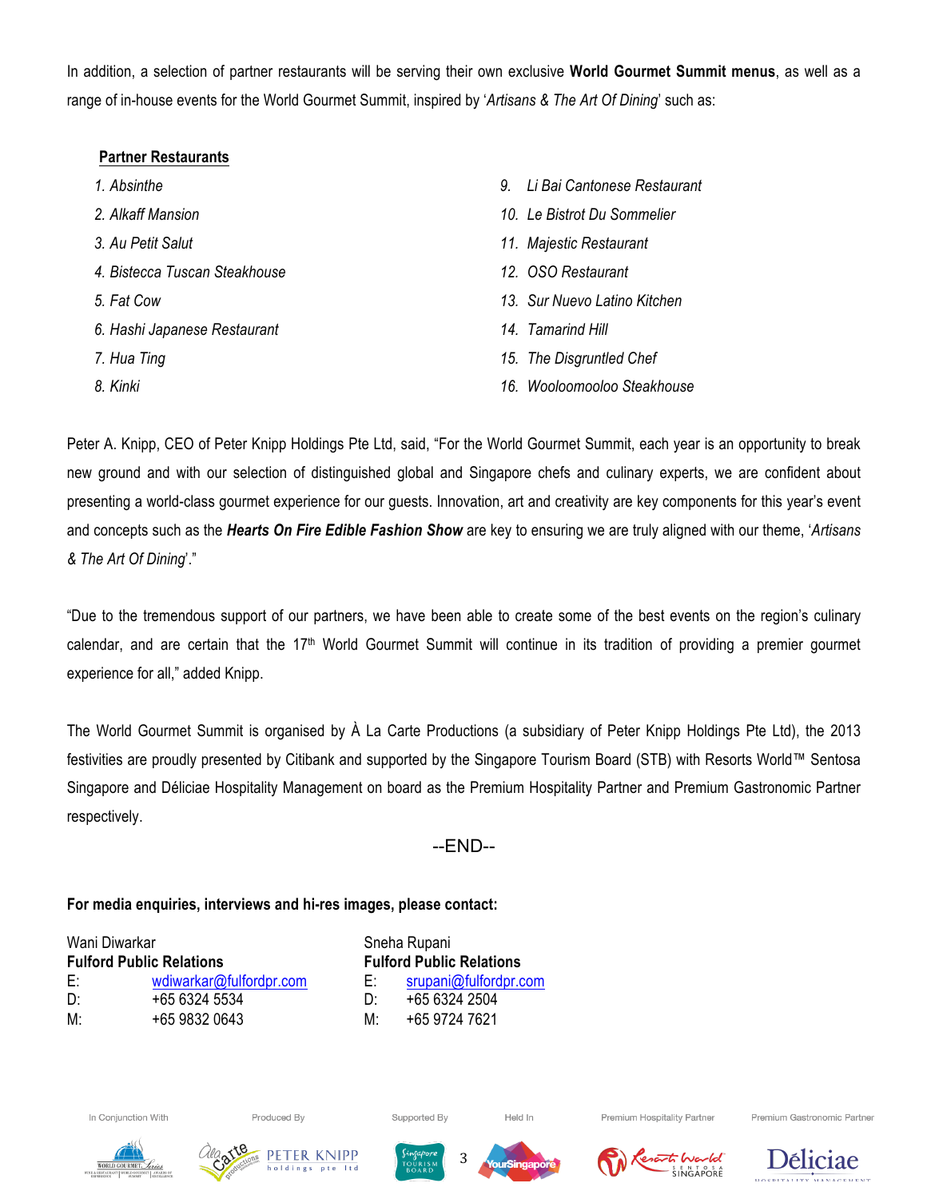In addition, a selection of partner restaurants will be serving their own exclusive **World Gourmet Summit menus**, as well as a range of in-house events for the World Gourmet Summit, inspired by '*Artisans & The Art Of Dining*' such as:

**Partner Restaurants**

1. *Absinthe*
2. *Alkaff Mansion*
3. *Au Petit Salut*
4. *Bistecca Tuscan Steakhouse*
5. *Fat Cow*
6. *Hashi Japanese Restaurant*
7. *Hua Ting*
8. *Kinki*
9. *Li Bai Cantonese Restaurant*
10. *Le Bistrot Du Sommelier*
11. *Majestic Restaurant*
12. *OSO Restaurant*
13. *Sur Nuevo Latino Kitchen*
14. *Tamarind Hill*
15. *The Disgruntled Chef*
16. *Wooloomooloo Steakhouse*

Peter A. Knipp, CEO of Peter Knipp Holdings Pte Ltd, said, "For the World Gourmet Summit, each year is an opportunity to break new ground and with our selection of distinguished global and Singapore chefs and culinary experts, we are confident about presenting a world-class gourmet experience for our guests. Innovation, art and creativity are key components for this year's event and concepts such as the ***Hearts On Fire Edible Fashion Show*** are key to ensuring we are truly aligned with our theme, '*Artisans & The Art Of Dining*'."

"Due to the tremendous support of our partners, we have been able to create some of the best events on the region's culinary calendar, and are certain that the 17th World Gourmet Summit will continue in its tradition of providing a premier gourmet experience for all," added Knipp.

The World Gourmet Summit is organised by À La Carte Productions (a subsidiary of Peter Knipp Holdings Pte Ltd), the 2013 festivities are proudly presented by Citibank and supported by the Singapore Tourism Board (STB) with Resorts World™ Sentosa Singapore and Déliciae Hospitality Management on board as the Premium Hospitality Partner and Premium Gastronomic Partner respectively.

--END--

**For media enquiries, interviews and hi-res images, please contact:**

Wani Diwarkar
**Fulford Public Relations**
E: wdiwarkar@fulfordpr.com
D: +65 6324 5534
M: +65 9832 0643

Sneha Rupani
**Fulford Public Relations**
E: srupani@fulfordpr.com
D: +65 6324 2504
M: +65 9724 7621

In Conjunction With | Produced By | Supported By | Held In | Premium Hospitality Partner | Premium Gastronomic Partner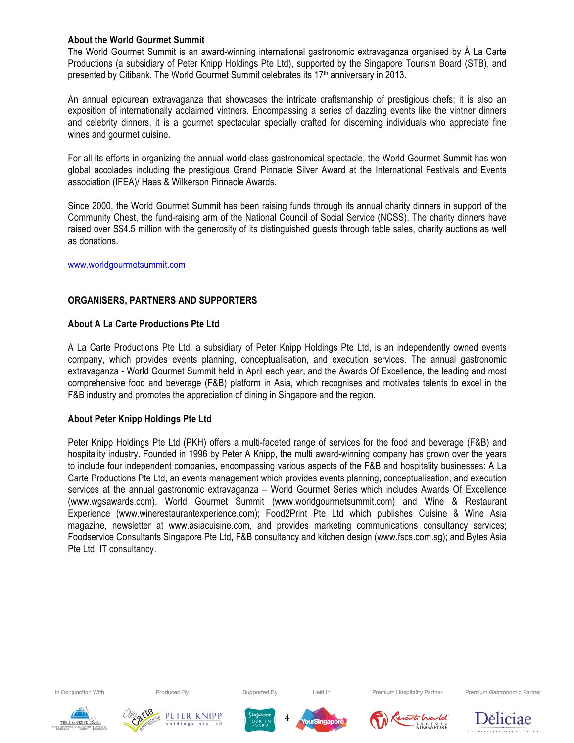**About the World Gourmet Summit**

The World Gourmet Summit is an award-winning international gastronomic extravaganza organised by À La Carte Productions (a subsidiary of Peter Knipp Holdings Pte Ltd), supported by the Singapore Tourism Board (STB), and presented by Citibank. The World Gourmet Summit celebrates its 17th anniversary in 2013.

An annual epicurean extravaganza that showcases the intricate craftsmanship of prestigious chefs; it is also an exposition of internationally acclaimed vintners. Encompassing a series of dazzling events like the vintner dinners and celebrity dinners, it is a gourmet spectacular specially crafted for discerning individuals who appreciate fine wines and gourmet cuisine.

For all its efforts in organizing the annual world-class gastronomical spectacle, the World Gourmet Summit has won global accolades including the prestigious Grand Pinnacle Silver Award at the International Festivals and Events association (IFEA)/ Haas & Wilkerson Pinnacle Awards.

Since 2000, the World Gourmet Summit has been raising funds through its annual charity dinners in support of the Community Chest, the fund-raising arm of the National Council of Social Service (NCSS). The charity dinners have raised over S$4.5 million with the generosity of its distinguished guests through table sales, charity auctions as well as donations.

www.worldgourmetsummit.com

**ORGANISERS, PARTNERS AND SUPPORTERS**

**About A La Carte Productions Pte Ltd**

A La Carte Productions Pte Ltd, a subsidiary of Peter Knipp Holdings Pte Ltd, is an independently owned events company, which provides events planning, conceptualisation, and execution services. The annual gastronomic extravaganza - World Gourmet Summit held in April each year, and the Awards Of Excellence, the leading and most comprehensive food and beverage (F&B) platform in Asia, which recognises and motivates talents to excel in the F&B industry and promotes the appreciation of dining in Singapore and the region.

**About Peter Knipp Holdings Pte Ltd**

Peter Knipp Holdings Pte Ltd (PKH) offers a multi-faceted range of services for the food and beverage (F&B) and hospitality industry. Founded in 1996 by Peter A Knipp, the multi award-winning company has grown over the years to include four independent companies, encompassing various aspects of the F&B and hospitality businesses: A La Carte Productions Pte Ltd, an events management which provides events planning, conceptualisation, and execution services at the annual gastronomic extravaganza – World Gourmet Series which includes Awards Of Excellence (www.wgsawards.com), World Gourmet Summit (www.worldgourmetsummit.com) and Wine & Restaurant Experience (www.winerestaurantexperience.com); Food2Print Pte Ltd which publishes Cuisine & Wine Asia magazine, newsletter at www.asiacuisine.com, and provides marketing communications consultancy services; Foodservice Consultants Singapore Pte Ltd, F&B consultancy and kitchen design (www.fscs.com.sg); and Bytes Asia Pte Ltd, IT consultancy.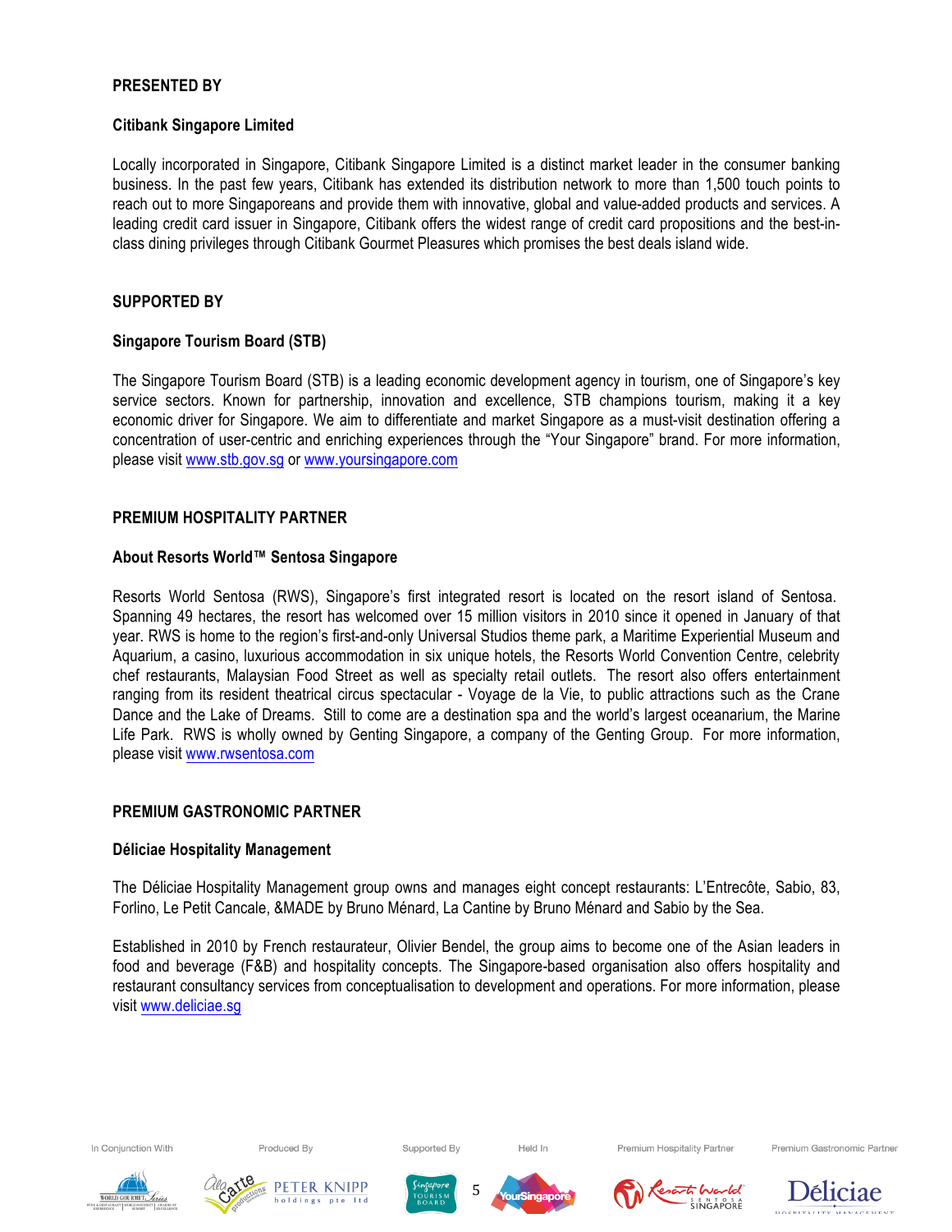**PRESENTED BY**

**Citibank Singapore Limited**

Locally incorporated in Singapore, Citibank Singapore Limited is a distinct market leader in the consumer banking business. In the past few years, Citibank has extended its distribution network to more than 1,500 touch points to reach out to more Singaporeans and provide them with innovative, global and value-added products and services. A leading credit card issuer in Singapore, Citibank offers the widest range of credit card propositions and the best-in-class dining privileges through Citibank Gourmet Pleasures which promises the best deals island wide.

**SUPPORTED BY**

**Singapore Tourism Board (STB)**

The Singapore Tourism Board (STB) is a leading economic development agency in tourism, one of Singapore's key service sectors. Known for partnership, innovation and excellence, STB champions tourism, making it a key economic driver for Singapore. We aim to differentiate and market Singapore as a must-visit destination offering a concentration of user-centric and enriching experiences through the "Your Singapore" brand. For more information, please visit www.stb.gov.sg or www.yoursingapore.com

**PREMIUM HOSPITALITY PARTNER**

**About Resorts World™ Sentosa Singapore**

Resorts World Sentosa (RWS), Singapore's first integrated resort is located on the resort island of Sentosa. Spanning 49 hectares, the resort has welcomed over 15 million visitors in 2010 since it opened in January of that year. RWS is home to the region's first-and-only Universal Studios theme park, a Maritime Experiential Museum and Aquarium, a casino, luxurious accommodation in six unique hotels, the Resorts World Convention Centre, celebrity chef restaurants, Malaysian Food Street as well as specialty retail outlets. The resort also offers entertainment ranging from its resident theatrical circus spectacular - Voyage de la Vie, to public attractions such as the Crane Dance and the Lake of Dreams. Still to come are a destination spa and the world's largest oceanarium, the Marine Life Park. RWS is wholly owned by Genting Singapore, a company of the Genting Group. For more information, please visit www.rwsentosa.com

**PREMIUM GASTRONOMIC PARTNER**

**Déliciae Hospitality Management**

The Déliciae Hospitality Management group owns and manages eight concept restaurants: L'Entrecôte, Sabio, 83, Forlino, Le Petit Cancale, &MADE by Bruno Ménard, La Cantine by Bruno Ménard and Sabio by the Sea.

Established in 2010 by French restaurateur, Olivier Bendel, the group aims to become one of the Asian leaders in food and beverage (F&B) and hospitality concepts. The Singapore-based organisation also offers hospitality and restaurant consultancy services from conceptualisation to development and operations. For more information, please visit www.deliciae.sg

In Conjunction With | Produced By | Supported By | Held In | Premium Hospitality Partner | Premium Gastronomic Partner